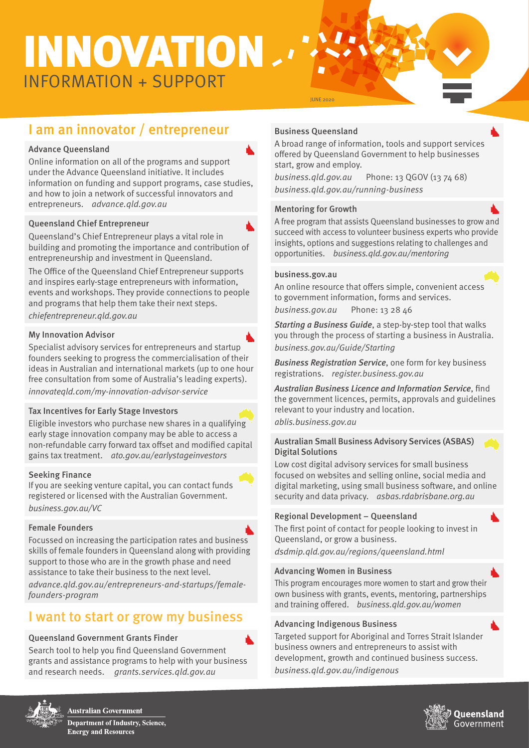# INNOVATION
## INFORMATION + SUPPORT

JUNE 2020

## I am an innovator / entrepreneur

### Advance Queensland

Online information on all of the programs and support under the Advance Queensland initiative. It includes information on funding and support programs, case studies, and how to join a network of successful innovators and entrepreneurs. *advance.qld.gov.au*

### Queensland Chief Entrepreneur

Queensland's Chief Entrepreneur plays a vital role in building and promoting the importance and contribution of entrepreneurship and investment in Queensland.

The Office of the Queensland Chief Entrepreneur supports and inspires early-stage entrepreneurs with information, events and workshops. They provide connections to people and programs that help them take their next steps.

*chiefentrepreneur.qld.gov.au*

### My Innovation Advisor

Specialist advisory services for entrepreneurs and startup founders seeking to progress the commercialisation of their ideas in Australian and international markets (up to one hour free consultation from some of Australia's leading experts).

*innovateqld.com/my-innovation-advisor-service*

### Tax Incentives for Early Stage Investors

Eligible investors who purchase new shares in a qualifying early stage innovation company may be able to access a non-refundable carry forward tax offset and modified capital gains tax treatment. *ato.gov.au/earlystageinvestors*

### Seeking Finance

If you are seeking venture capital, you can contact funds registered or licensed with the Australian Government.

*business.gov.au/VC*

### Female Founders

Focussed on increasing the participation rates and business skills of female founders in Queensland along with providing support to those who are in the growth phase and need assistance to take their business to the next level.

*advance.qld.gov.au/entrepreneurs-and-startups/female-founders-program*

## I want to start or grow my business

### Queensland Government Grants Finder

Search tool to help you find Queensland Government grants and assistance programs to help with your business and research needs. *grants.services.qld.gov.au*

### Business Queensland

A broad range of information, tools and support services offered by Queensland Government to help businesses start, grow and employ.

*business.qld.gov.au* Phone: 13 QGOV (13 74 68)

*business.qld.gov.au/running-business*

### Mentoring for Growth

A free program that assists Queensland businesses to grow and succeed with access to volunteer business experts who provide insights, options and suggestions relating to challenges and opportunities. *business.qld.gov.au/mentoring*

### business.gov.au

An online resource that offers simple, convenient access to government information, forms and services.

*business.gov.au* Phone: 13 28 46

***Starting a Business Guide***, a step-by-step tool that walks you through the process of starting a business in Australia.

*business.gov.au/Guide/Starting*

***Business Registration Service***, one form for key business registrations. *register.business.gov.au*

***Australian Business Licence and Information Service***, find the government licences, permits, approvals and guidelines relevant to your industry and location.

*ablis.business.gov.au*

### Australian Small Business Advisory Services (ASBAS) Digital Solutions

Low cost digital advisory services for small business focused on websites and selling online, social media and digital marketing, using small business software, and online security and data privacy. *asbas.rdabrisbane.org.au*

### Regional Development – Queensland

The first point of contact for people looking to invest in Queensland, or grow a business.

*dsdmip.qld.gov.au/regions/queensland.html*

### Advancing Women in Business

This program encourages more women to start and grow their own business with grants, events, mentoring, partnerships and training offered. *business.qld.gov.au/women*

### Advancing Indigenous Business

Targeted support for Aboriginal and Torres Strait Islander business owners and entrepreneurs to assist with development, growth and continued business success.

*business.qld.gov.au/indigenous*

Australian Government
Department of Industry, Science, Energy and Resources

Queensland Government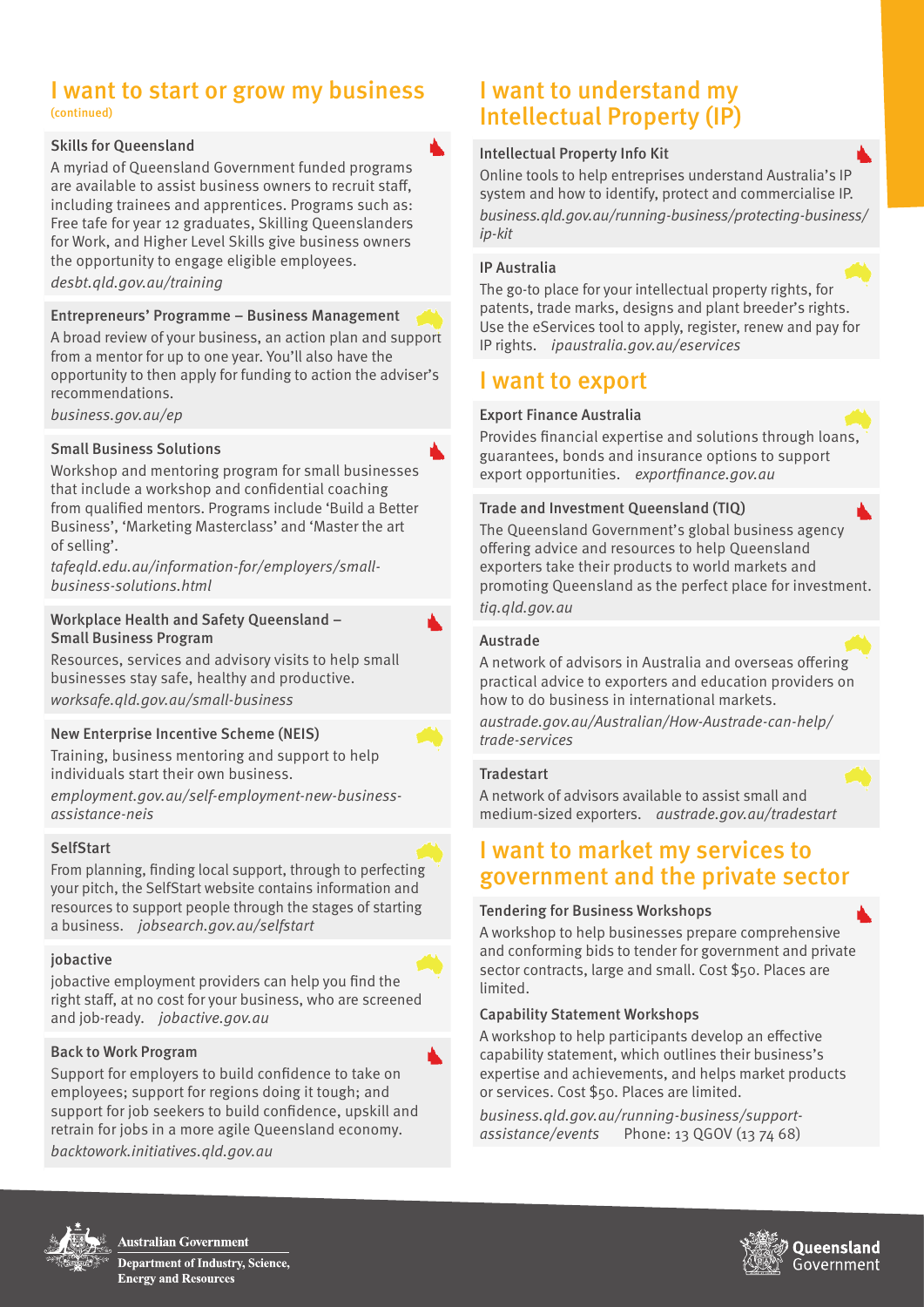## I want to start or grow my business

(continued)

### Skills for Queensland

A myriad of Queensland Government funded programs are available to assist business owners to recruit staff, including trainees and apprentices. Programs such as: Free tafe for year 12 graduates, Skilling Queenslanders for Work, and Higher Level Skills give business owners the opportunity to engage eligible employees.

*desbt.qld.gov.au/training*

### Entrepreneurs' Programme – Business Management

A broad review of your business, an action plan and support from a mentor for up to one year. You'll also have the opportunity to then apply for funding to action the adviser's recommendations.

*business.gov.au/ep*

### Small Business Solutions

Workshop and mentoring program for small businesses that include a workshop and confidential coaching from qualified mentors. Programs include 'Build a Better Business', 'Marketing Masterclass' and 'Master the art of selling'.

*tafeqld.edu.au/information-for/employers/small-business-solutions.html*

### Workplace Health and Safety Queensland – Small Business Program

Resources, services and advisory visits to help small businesses stay safe, healthy and productive.

*worksafe.qld.gov.au/small-business*

### New Enterprise Incentive Scheme (NEIS)

Training, business mentoring and support to help individuals start their own business.

*employment.gov.au/self-employment-new-business-assistance-neis*

### SelfStart

From planning, finding local support, through to perfecting your pitch, the SelfStart website contains information and resources to support people through the stages of starting a business. *jobsearch.gov.au/selfstart*

### jobactive

jobactive employment providers can help you find the right staff, at no cost for your business, who are screened and job-ready. *jobactive.gov.au*

### Back to Work Program

Support for employers to build confidence to take on employees; support for regions doing it tough; and support for job seekers to build confidence, upskill and retrain for jobs in a more agile Queensland economy.

*backtowork.initiatives.qld.gov.au*

## I want to understand my Intellectual Property (IP)

### Intellectual Property Info Kit

Online tools to help entreprises understand Australia's IP system and how to identify, protect and commercialise IP.

*business.qld.gov.au/running-business/protecting-business/ip-kit*

### IP Australia

The go-to place for your intellectual property rights, for patents, trade marks, designs and plant breeder's rights. Use the eServices tool to apply, register, renew and pay for IP rights. *ipaustralia.gov.au/eservices*

## I want to export

### Export Finance Australia

Provides financial expertise and solutions through loans, guarantees, bonds and insurance options to support export opportunities. *exportfinance.gov.au*

### Trade and Investment Queensland (TIQ)

The Queensland Government's global business agency offering advice and resources to help Queensland exporters take their products to world markets and promoting Queensland as the perfect place for investment.

*tiq.qld.gov.au*

### Austrade

A network of advisors in Australia and overseas offering practical advice to exporters and education providers on how to do business in international markets.

*austrade.gov.au/Australian/How-Austrade-can-help/trade-services*

### Tradestart

A network of advisors available to assist small and medium-sized exporters. *austrade.gov.au/tradestart*

## I want to market my services to government and the private sector

### Tendering for Business Workshops

A workshop to help businesses prepare comprehensive and conforming bids to tender for government and private sector contracts, large and small. Cost $50. Places are limited.

### Capability Statement Workshops

A workshop to help participants develop an effective capability statement, which outlines their business's expertise and achievements, and helps market products or services. Cost $50. Places are limited.

*business.qld.gov.au/running-business/support-assistance/events* Phone: 13 QGOV (13 74 68)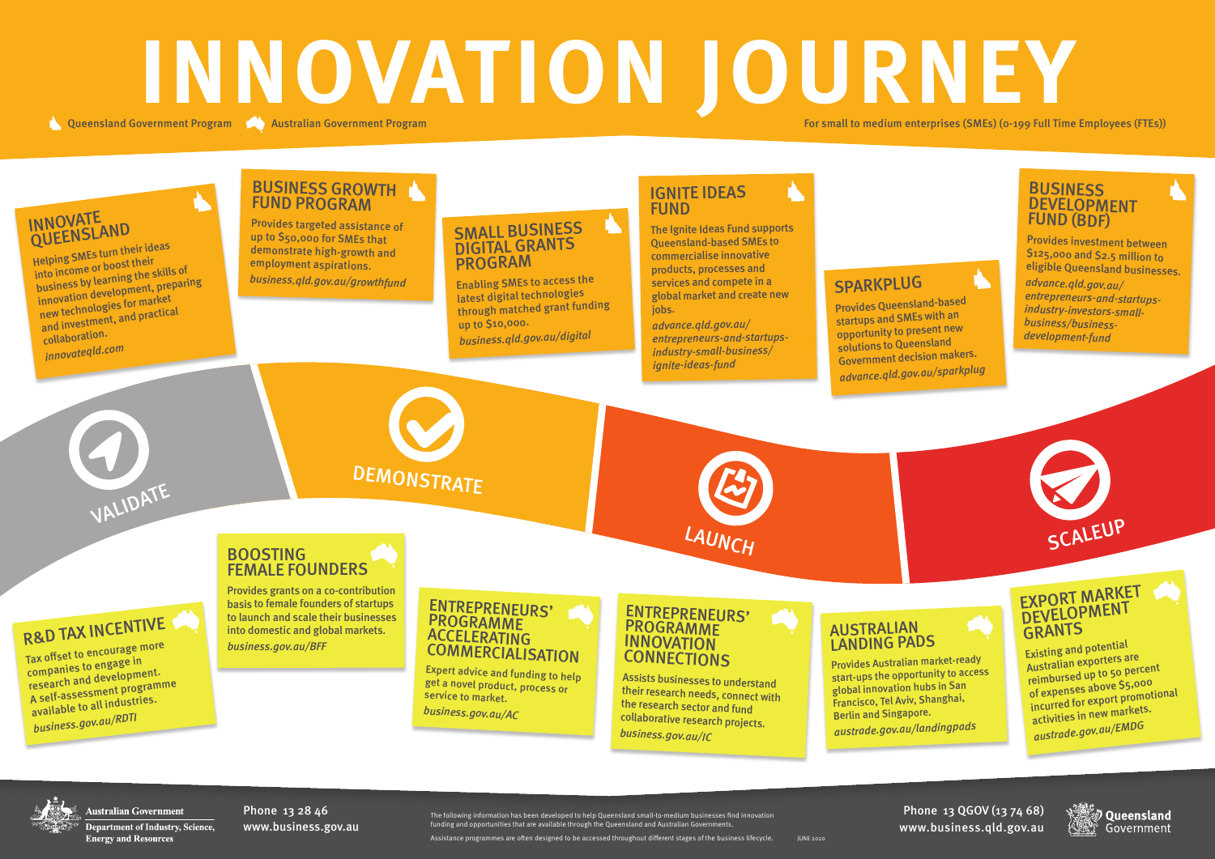# INNOVATION JOURNEY

Queensland Government Program | Australian Government Program

For small to medium enterprises (SMEs) (0-199 Full Time Employees (FTEs))

## INNOVATE QUEENSLAND

Helping SMEs turn their ideas into income or boost their business by learning the skills of innovation development, preparing new technologies for market and investment, and practical collaboration.

*innovateqld.com*

## BUSINESS GROWTH FUND PROGRAM

Provides targeted assistance of up to $50,000 for SMEs that demonstrate high-growth and employment aspirations.

*business.qld.gov.au/growthfund*

## SMALL BUSINESS DIGITAL GRANTS PROGRAM

Enabling SMEs to access the latest digital technologies through matched grant funding up to $10,000.

*business.qld.gov.au/digital*

## IGNITE IDEAS FUND

The Ignite Ideas Fund supports Queensland-based SMEs to commercialise innovative products, processes and services and compete in a global market and create new jobs.

*advance.qld.gov.au/entrepreneurs-and-startups-industry-small-business/ignite-ideas-fund*

## SPARKPLUG

Provides Queensland-based startups and SMEs with an opportunity to present new solutions to Queensland Government decision makers.

*advance.qld.gov.au/sparkplug*

## BUSINESS DEVELOPMENT FUND (BDF)

Provides investment between $125,000 and $2.5 million to eligible Queensland businesses.

*advance.qld.gov.au/entrepreneurs-and-startups-industry-investors-small-business/business-development-fund*

VALIDATE → DEMONSTRATE → LAUNCH → SCALEUP

## R&D TAX INCENTIVE

Tax offset to encourage more companies to engage in research and development. A self-assessment programme available to all industries.

*business.gov.au/RDTI*

## BOOSTING FEMALE FOUNDERS

Provides grants on a co-contribution basis to female founders of startups to launch and scale their businesses into domestic and global markets.

*business.gov.au/BFF*

## ENTREPRENEURS' PROGRAMME ACCELERATING COMMERCIALISATION

Expert advice and funding to help get a novel product, process or service to market.

*business.gov.au/AC*

## ENTREPRENEURS' PROGRAMME INNOVATION CONNECTIONS

Assists businesses to understand their research needs, connect with the research sector and fund collaborative research projects.

*business.gov.au/IC*

## AUSTRALIAN LANDING PADS

Provides Australian market-ready start-ups the opportunity to access global innovation hubs in San Francisco, Tel Aviv, Shanghai, Berlin and Singapore.

*austrade.gov.au/landingpads*

## EXPORT MARKET DEVELOPMENT GRANTS

Existing and potential Australian exporters are reimbursed up to 50 percent of expenses above $5,000 incurred for export promotional activities in new markets.

*austrade.gov.au/EMDG*

---

Australian Government
Department of Industry, Science, Energy and Resources

Phone 13 28 46
www.business.gov.au

The following information has been developed to help Queensland small-to-medium businesses find innovation funding and opportunities that are available through the Queensland and Australian Governments.

Assistance programmes are often designed to be accessed throughout different stages of the business lifecycle.

JUNE 2020

Phone 13 QGOV (13 74 68)
www.business.qld.gov.au

Queensland Government